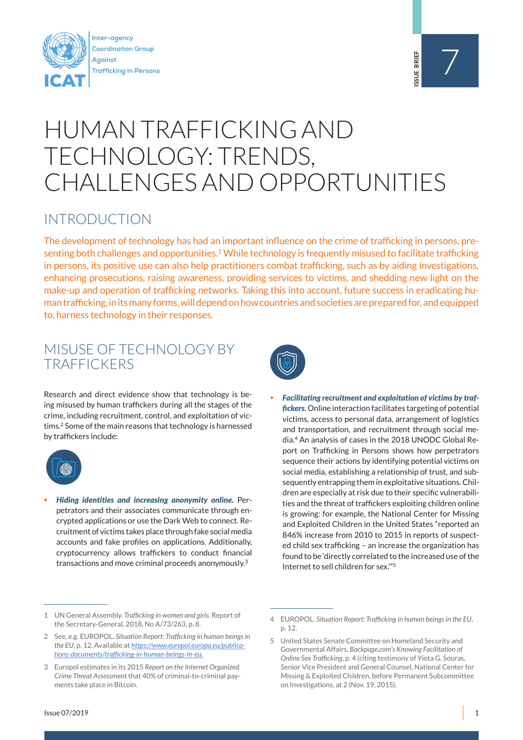Inter-agency Coordination Group Against Trafficking in Persons

ICAT

ISSUE BRIEF 7

# HUMAN TRAFFICKING AND TECHNOLOGY: TRENDS, CHALLENGES AND OPPORTUNITIES

## INTRODUCTION

The development of technology has had an important influence on the crime of trafficking in persons, presenting both challenges and opportunities.[1] While technology is frequently misused to facilitate trafficking in persons, its positive use can also help practitioners combat trafficking, such as by aiding investigations, enhancing prosecutions, raising awareness, providing services to victims, and shedding new light on the make-up and operation of trafficking networks. Taking this into account, future success in eradicating human trafficking, in its many forms, will depend on how countries and societies are prepared for, and equipped to, harness technology in their responses.

## MISUSE OF TECHNOLOGY BY TRAFFICKERS

Research and direct evidence show that technology is being misused by human traffickers during all the stages of the crime, including recruitment, control, and exploitation of victims.[2] Some of the main reasons that technology is harnessed by traffickers include:

- ***Hiding identities and increasing anonymity online.*** Perpetrators and their associates communicate through encrypted applications or use the Dark Web to connect. Recruitment of victims takes place through fake social media accounts and fake profiles on applications. Additionally, cryptocurrency allows traffickers to conduct financial transactions and move criminal proceeds anonymously.[3]

- ***Facilitating recruitment and exploitation of victims by traffickers.*** Online interaction facilitates targeting of potential victims, access to personal data, arrangement of logistics and transportation, and recruitment through social media.[4] An analysis of cases in the 2018 UNODC Global Report on Trafficking in Persons shows how perpetrators sequence their actions by identifying potential victims on social media, establishing a relationship of trust, and subsequently entrapping them in exploitative situations. Children are especially at risk due to their specific vulnerabilities and the threat of traffickers exploiting children online is growing: for example, the National Center for Missing and Exploited Children in the United States "reported an 846% increase from 2010 to 2015 in reports of suspected child sex trafficking – an increase the organization has found to be 'directly correlated to the increased use of the Internet to sell children for sex.'"[5]

---

1 UN General Assembly. *Trafficking in women and girls*. Report of the Secretary-General, 2018, No A/73/263, p. 8.

2 See, e.g. EUROPOL. *Situation Report: Trafficking in human beings in the EU*, p. 12. Available at https://www.europol.europa.eu/publications-documents/trafficking-in-human-beings-in-eu.

3 Europol estimates in its 2015 *Report on the Internet Organized Crime Threat Assessment* that 40% of criminal-to-criminal payments take place in Bitcoin.

4 EUROPOL. *Situation Report: Trafficking in human beings in the EU*, p. 12.

5 United States Senate Committee on Homeland Security and Governmental Affairs. *Backpage.com's Knowing Facilitation of Online Sex Trafficking*, p. 4 (citing testimony of Yiota G. Souras, Senior Vice President and General Counsel, National Center for Missing & Exploited Children, before Permanent Subcommittee on Investigations, at 2 (Nov. 19, 2015).

Issue 07/2019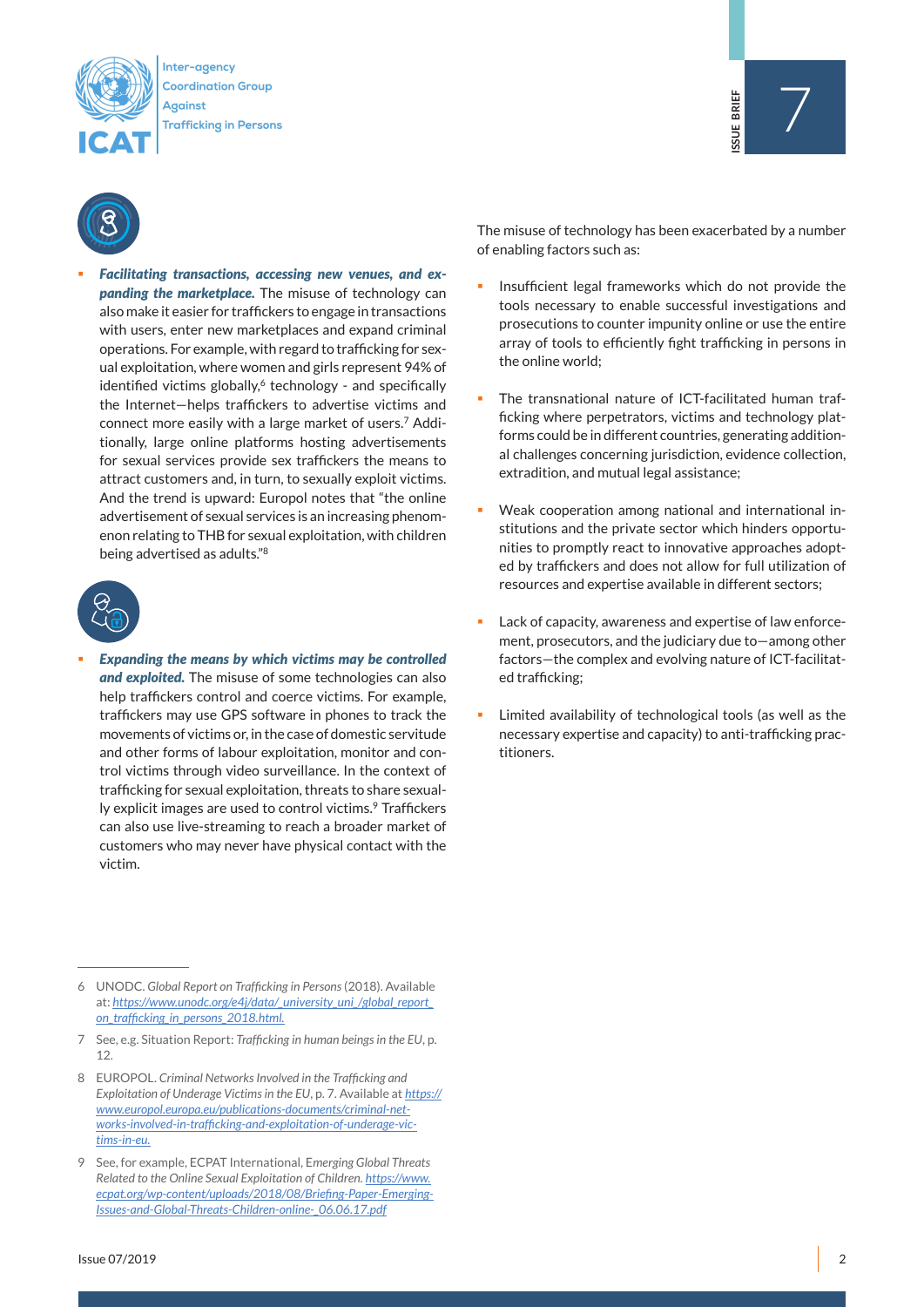- ***Facilitating transactions, accessing new venues, and expanding the marketplace.*** The misuse of technology can also make it easier for traffickers to engage in transactions with users, enter new marketplaces and expand criminal operations. For example, with regard to trafficking for sexual exploitation, where women and girls represent 94% of identified victims globally,[6] technology - and specifically the Internet—helps traffickers to advertise victims and connect more easily with a large market of users.[7] Additionally, large online platforms hosting advertisements for sexual services provide sex traffickers the means to attract customers and, in turn, to sexually exploit victims. And the trend is upward: Europol notes that "the online advertisement of sexual services is an increasing phenomenon relating to THB for sexual exploitation, with children being advertised as adults."[8]

- ***Expanding the means by which victims may be controlled and exploited.*** The misuse of some technologies can also help traffickers control and coerce victims. For example, traffickers may use GPS software in phones to track the movements of victims or, in the case of domestic servitude and other forms of labour exploitation, monitor and control victims through video surveillance. In the context of trafficking for sexual exploitation, threats to share sexually explicit images are used to control victims.[9] Traffickers can also use live-streaming to reach a broader market of customers who may never have physical contact with the victim.

The misuse of technology has been exacerbated by a number of enabling factors such as:

- Insufficient legal frameworks which do not provide the tools necessary to enable successful investigations and prosecutions to counter impunity online or use the entire array of tools to efficiently fight trafficking in persons in the online world;

- The transnational nature of ICT-facilitated human trafficking where perpetrators, victims and technology platforms could be in different countries, generating additional challenges concerning jurisdiction, evidence collection, extradition, and mutual legal assistance;

- Weak cooperation among national and international institutions and the private sector which hinders opportunities to promptly react to innovative approaches adopted by traffickers and does not allow for full utilization of resources and expertise available in different sectors;

- Lack of capacity, awareness and expertise of law enforcement, prosecutors, and the judiciary due to—among other factors—the complex and evolving nature of ICT-facilitated trafficking;

- Limited availability of technological tools (as well as the necessary expertise and capacity) to anti-trafficking practitioners.

---

6 UNODC. *Global Report on Trafficking in Persons* (2018). Available at: https://www.unodc.org/e4j/data/_university_uni_/global_report_on_trafficking_in_persons_2018.html.

7 See, e.g. Situation Report: *Trafficking in human beings in the EU*, p. 12.

8 EUROPOL. *Criminal Networks Involved in the Trafficking and Exploitation of Underage Victims in the EU*, p. 7. Available at https://www.europol.europa.eu/publications-documents/criminal-networks-involved-in-trafficking-and-exploitation-of-underage-victims-in-eu.

9 See, for example, ECPAT International, *Emerging Global Threats Related to the Online Sexual Exploitation of Children.* https://www.ecpat.org/wp-content/uploads/2018/08/Briefing-Paper-Emerging-Issues-and-Global-Threats-Children-online-_06.06.17.pdf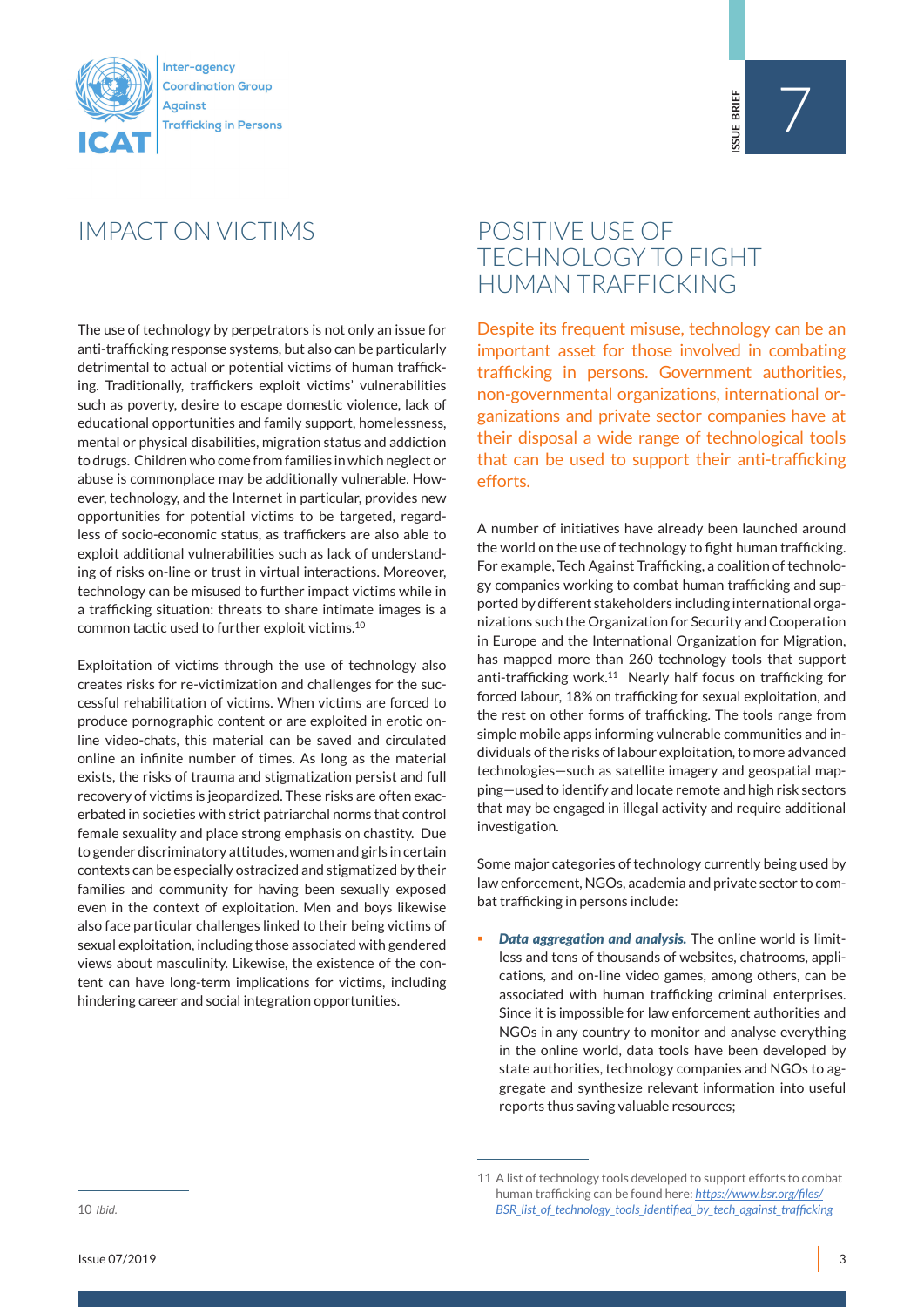## IMPACT ON VICTIMS

The use of technology by perpetrators is not only an issue for anti-trafficking response systems, but also can be particularly detrimental to actual or potential victims of human trafficking. Traditionally, traffickers exploit victims' vulnerabilities such as poverty, desire to escape domestic violence, lack of educational opportunities and family support, homelessness, mental or physical disabilities, migration status and addiction to drugs. Children who come from families in which neglect or abuse is commonplace may be additionally vulnerable. However, technology, and the Internet in particular, provides new opportunities for potential victims to be targeted, regardless of socio-economic status, as traffickers are also able to exploit additional vulnerabilities such as lack of understanding of risks on-line or trust in virtual interactions. Moreover, technology can be misused to further impact victims while in a trafficking situation: threats to share intimate images is a common tactic used to further exploit victims.[10]

Exploitation of victims through the use of technology also creates risks for re-victimization and challenges for the successful rehabilitation of victims. When victims are forced to produce pornographic content or are exploited in erotic online video-chats, this material can be saved and circulated online an infinite number of times. As long as the material exists, the risks of trauma and stigmatization persist and full recovery of victims is jeopardized. These risks are often exacerbated in societies with strict patriarchal norms that control female sexuality and place strong emphasis on chastity. Due to gender discriminatory attitudes, women and girls in certain contexts can be especially ostracized and stigmatized by their families and community for having been sexually exposed even in the context of exploitation. Men and boys likewise also face particular challenges linked to their being victims of sexual exploitation, including those associated with gendered views about masculinity. Likewise, the existence of the content can have long-term implications for victims, including hindering career and social integration opportunities.

10 *Ibid.*

## POSITIVE USE OF TECHNOLOGY TO FIGHT HUMAN TRAFFICKING

Despite its frequent misuse, technology can be an important asset for those involved in combating trafficking in persons. Government authorities, non-governmental organizations, international organizations and private sector companies have at their disposal a wide range of technological tools that can be used to support their anti-trafficking efforts.

A number of initiatives have already been launched around the world on the use of technology to fight human trafficking. For example, Tech Against Trafficking, a coalition of technology companies working to combat human trafficking and supported by different stakeholders including international organizations such the Organization for Security and Cooperation in Europe and the International Organization for Migration, has mapped more than 260 technology tools that support anti-trafficking work.[11] Nearly half focus on trafficking for forced labour, 18% on trafficking for sexual exploitation, and the rest on other forms of trafficking. The tools range from simple mobile apps informing vulnerable communities and individuals of the risks of labour exploitation, to more advanced technologies—such as satellite imagery and geospatial mapping—used to identify and locate remote and high risk sectors that may be engaged in illegal activity and require additional investigation.

Some major categories of technology currently being used by law enforcement, NGOs, academia and private sector to combat trafficking in persons include:

- ***Data aggregation and analysis.*** The online world is limitless and tens of thousands of websites, chatrooms, applications, and on-line video games, among others, can be associated with human trafficking criminal enterprises. Since it is impossible for law enforcement authorities and NGOs in any country to monitor and analyse everything in the online world, data tools have been developed by state authorities, technology companies and NGOs to aggregate and synthesize relevant information into useful reports thus saving valuable resources;

11 A list of technology tools developed to support efforts to combat human trafficking can be found here: https://www.bsr.org/files/BSR_list_of_technology_tools_identified_by_tech_against_trafficking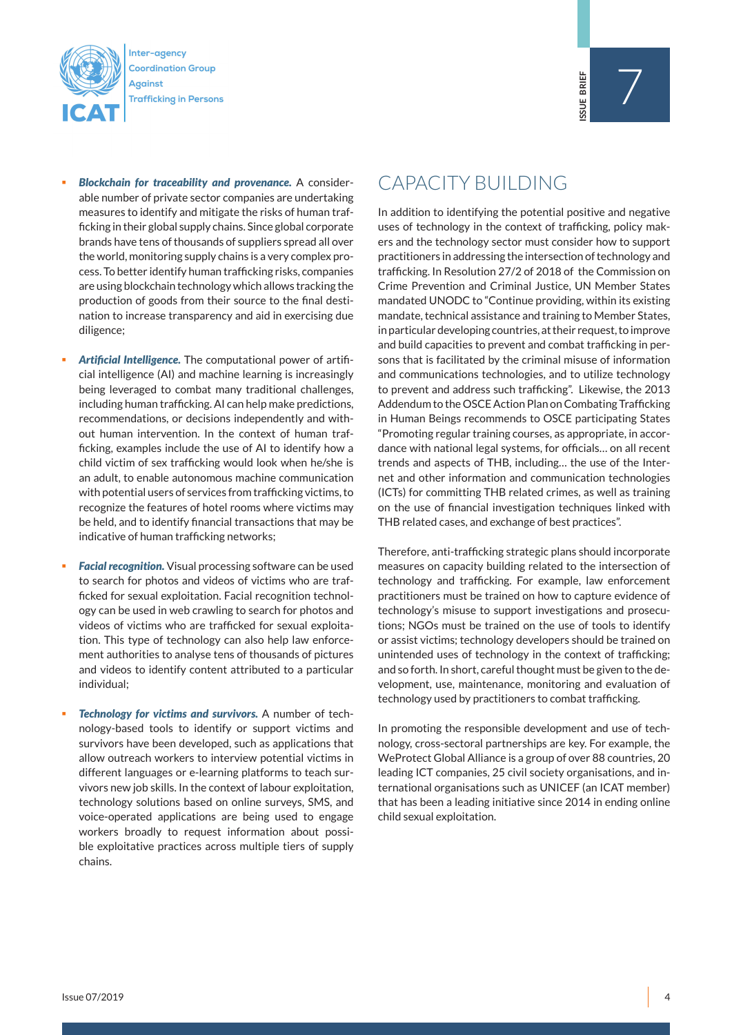- ***Blockchain for traceability and provenance.*** A considerable number of private sector companies are undertaking measures to identify and mitigate the risks of human trafficking in their global supply chains. Since global corporate brands have tens of thousands of suppliers spread all over the world, monitoring supply chains is a very complex process. To better identify human trafficking risks, companies are using blockchain technology which allows tracking the production of goods from their source to the final destination to increase transparency and aid in exercising due diligence;

- ***Artificial Intelligence.*** The computational power of artificial intelligence (AI) and machine learning is increasingly being leveraged to combat many traditional challenges, including human trafficking. AI can help make predictions, recommendations, or decisions independently and without human intervention. In the context of human trafficking, examples include the use of AI to identify how a child victim of sex trafficking would look when he/she is an adult, to enable autonomous machine communication with potential users of services from trafficking victims, to recognize the features of hotel rooms where victims may be held, and to identify financial transactions that may be indicative of human trafficking networks;

- ***Facial recognition.*** Visual processing software can be used to search for photos and videos of victims who are trafficked for sexual exploitation. Facial recognition technology can be used in web crawling to search for photos and videos of victims who are trafficked for sexual exploitation. This type of technology can also help law enforcement authorities to analyse tens of thousands of pictures and videos to identify content attributed to a particular individual;

- ***Technology for victims and survivors.*** A number of technology-based tools to identify or support victims and survivors have been developed, such as applications that allow outreach workers to interview potential victims in different languages or e-learning platforms to teach survivors new job skills. In the context of labour exploitation, technology solutions based on online surveys, SMS, and voice-operated applications are being used to engage workers broadly to request information about possible exploitative practices across multiple tiers of supply chains.

# CAPACITY BUILDING

In addition to identifying the potential positive and negative uses of technology in the context of trafficking, policy makers and the technology sector must consider how to support practitioners in addressing the intersection of technology and trafficking. In Resolution 27/2 of 2018 of the Commission on Crime Prevention and Criminal Justice, UN Member States mandated UNODC to "Continue providing, within its existing mandate, technical assistance and training to Member States, in particular developing countries, at their request, to improve and build capacities to prevent and combat trafficking in persons that is facilitated by the criminal misuse of information and communications technologies, and to utilize technology to prevent and address such trafficking". Likewise, the 2013 Addendum to the OSCE Action Plan on Combating Trafficking in Human Beings recommends to OSCE participating States "Promoting regular training courses, as appropriate, in accordance with national legal systems, for officials… on all recent trends and aspects of THB, including… the use of the Internet and other information and communication technologies (ICTs) for committing THB related crimes, as well as training on the use of financial investigation techniques linked with THB related cases, and exchange of best practices".

Therefore, anti-trafficking strategic plans should incorporate measures on capacity building related to the intersection of technology and trafficking. For example, law enforcement practitioners must be trained on how to capture evidence of technology's misuse to support investigations and prosecutions; NGOs must be trained on the use of tools to identify or assist victims; technology developers should be trained on unintended uses of technology in the context of trafficking; and so forth. In short, careful thought must be given to the development, use, maintenance, monitoring and evaluation of technology used by practitioners to combat trafficking.

In promoting the responsible development and use of technology, cross-sectoral partnerships are key. For example, the WeProtect Global Alliance is a group of over 88 countries, 20 leading ICT companies, 25 civil society organisations, and international organisations such as UNICEF (an ICAT member) that has been a leading initiative since 2014 in ending online child sexual exploitation.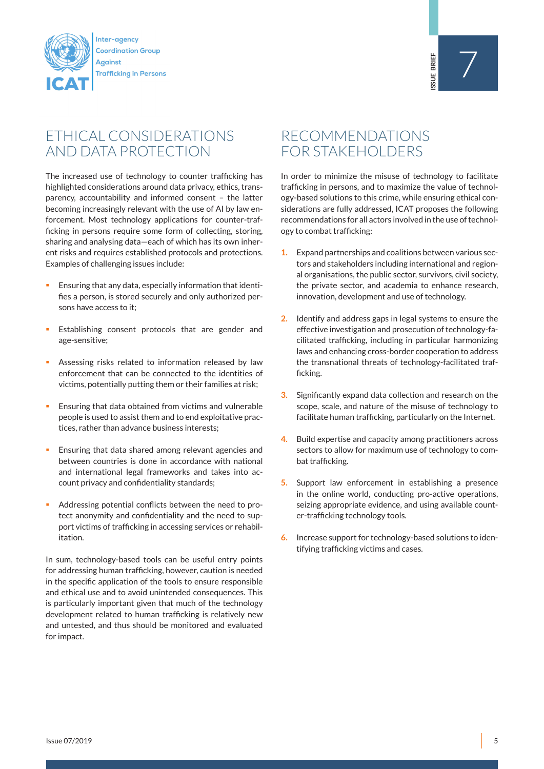## ETHICAL CONSIDERATIONS AND DATA PROTECTION

The increased use of technology to counter trafficking has highlighted considerations around data privacy, ethics, transparency, accountability and informed consent – the latter becoming increasingly relevant with the use of AI by law enforcement. Most technology applications for counter-trafficking in persons require some form of collecting, storing, sharing and analysing data—each of which has its own inherent risks and requires established protocols and protections. Examples of challenging issues include:

- Ensuring that any data, especially information that identifies a person, is stored securely and only authorized persons have access to it;
- Establishing consent protocols that are gender and age-sensitive;
- Assessing risks related to information released by law enforcement that can be connected to the identities of victims, potentially putting them or their families at risk;
- Ensuring that data obtained from victims and vulnerable people is used to assist them and to end exploitative practices, rather than advance business interests;
- Ensuring that data shared among relevant agencies and between countries is done in accordance with national and international legal frameworks and takes into account privacy and confidentiality standards;
- Addressing potential conflicts between the need to protect anonymity and confidentiality and the need to support victims of trafficking in accessing services or rehabilitation.

In sum, technology-based tools can be useful entry points for addressing human trafficking, however, caution is needed in the specific application of the tools to ensure responsible and ethical use and to avoid unintended consequences. This is particularly important given that much of the technology development related to human trafficking is relatively new and untested, and thus should be monitored and evaluated for impact.

## RECOMMENDATIONS FOR STAKEHOLDERS

In order to minimize the misuse of technology to facilitate trafficking in persons, and to maximize the value of technology-based solutions to this crime, while ensuring ethical considerations are fully addressed, ICAT proposes the following recommendations for all actors involved in the use of technology to combat trafficking:

1. Expand partnerships and coalitions between various sectors and stakeholders including international and regional organisations, the public sector, survivors, civil society, the private sector, and academia to enhance research, innovation, development and use of technology.
2. Identify and address gaps in legal systems to ensure the effective investigation and prosecution of technology-facilitated trafficking, including in particular harmonizing laws and enhancing cross-border cooperation to address the transnational threats of technology-facilitated trafficking.
3. Significantly expand data collection and research on the scope, scale, and nature of the misuse of technology to facilitate human trafficking, particularly on the Internet.
4. Build expertise and capacity among practitioners across sectors to allow for maximum use of technology to combat trafficking.
5. Support law enforcement in establishing a presence in the online world, conducting pro-active operations, seizing appropriate evidence, and using available counter-trafficking technology tools.
6. Increase support for technology-based solutions to identifying trafficking victims and cases.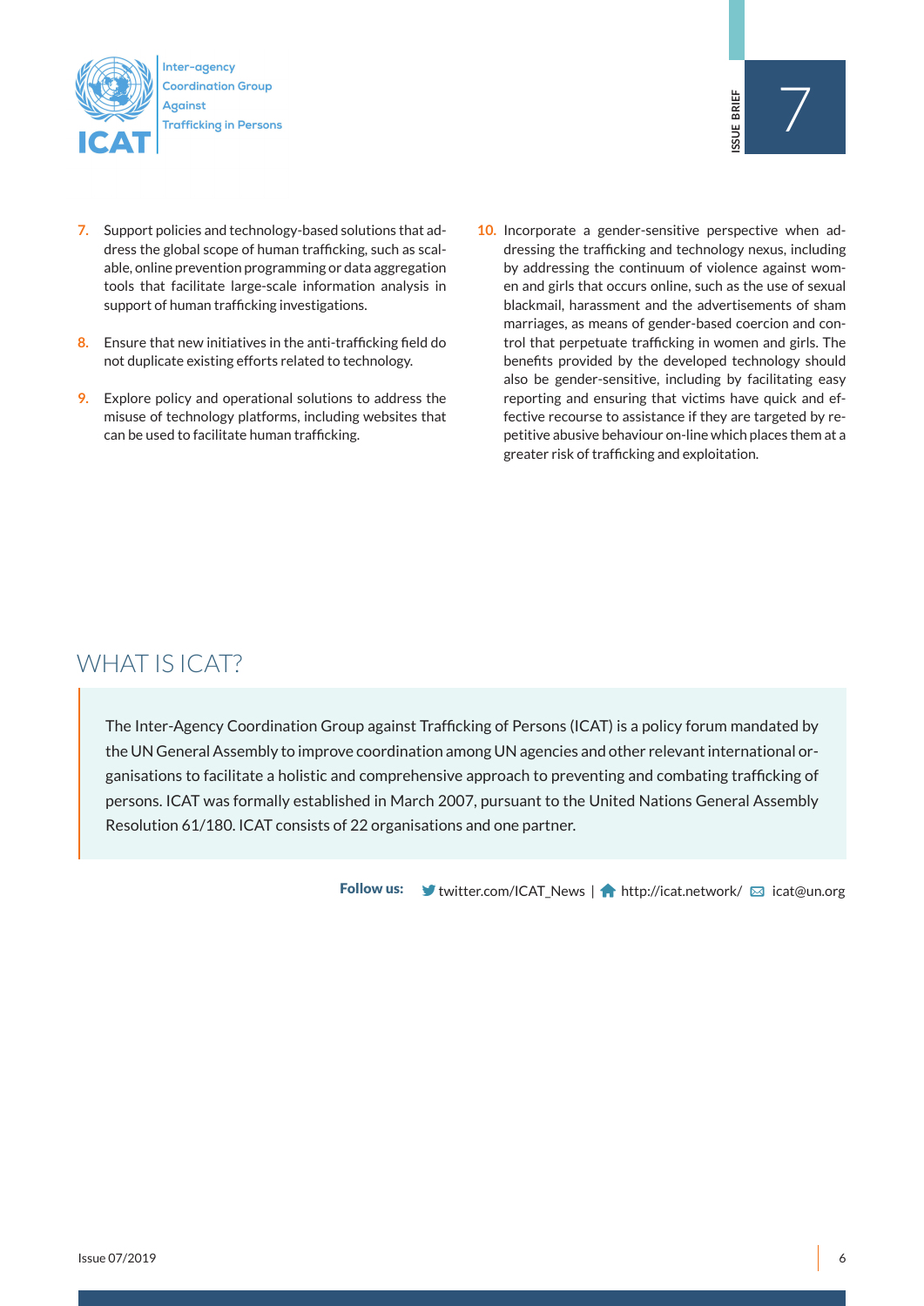7. Support policies and technology-based solutions that address the global scope of human trafficking, such as scalable, online prevention programming or data aggregation tools that facilitate large-scale information analysis in support of human trafficking investigations.

8. Ensure that new initiatives in the anti-trafficking field do not duplicate existing efforts related to technology.

9. Explore policy and operational solutions to address the misuse of technology platforms, including websites that can be used to facilitate human trafficking.

10. Incorporate a gender-sensitive perspective when addressing the trafficking and technology nexus, including by addressing the continuum of violence against women and girls that occurs online, such as the use of sexual blackmail, harassment and the advertisements of sham marriages, as means of gender-based coercion and control that perpetuate trafficking in women and girls. The benefits provided by the developed technology should also be gender-sensitive, including by facilitating easy reporting and ensuring that victims have quick and effective recourse to assistance if they are targeted by repetitive abusive behaviour on-line which places them at a greater risk of trafficking and exploitation.

## WHAT IS ICAT?

The Inter-Agency Coordination Group against Trafficking of Persons (ICAT) is a policy forum mandated by the UN General Assembly to improve coordination among UN agencies and other relevant international organisations to facilitate a holistic and comprehensive approach to preventing and combating trafficking of persons. ICAT was formally established in March 2007, pursuant to the United Nations General Assembly Resolution 61/180. ICAT consists of 22 organisations and one partner.

**Follow us:** twitter.com/ICAT_News | http://icat.network/ icat@un.org

Issue 07/2019